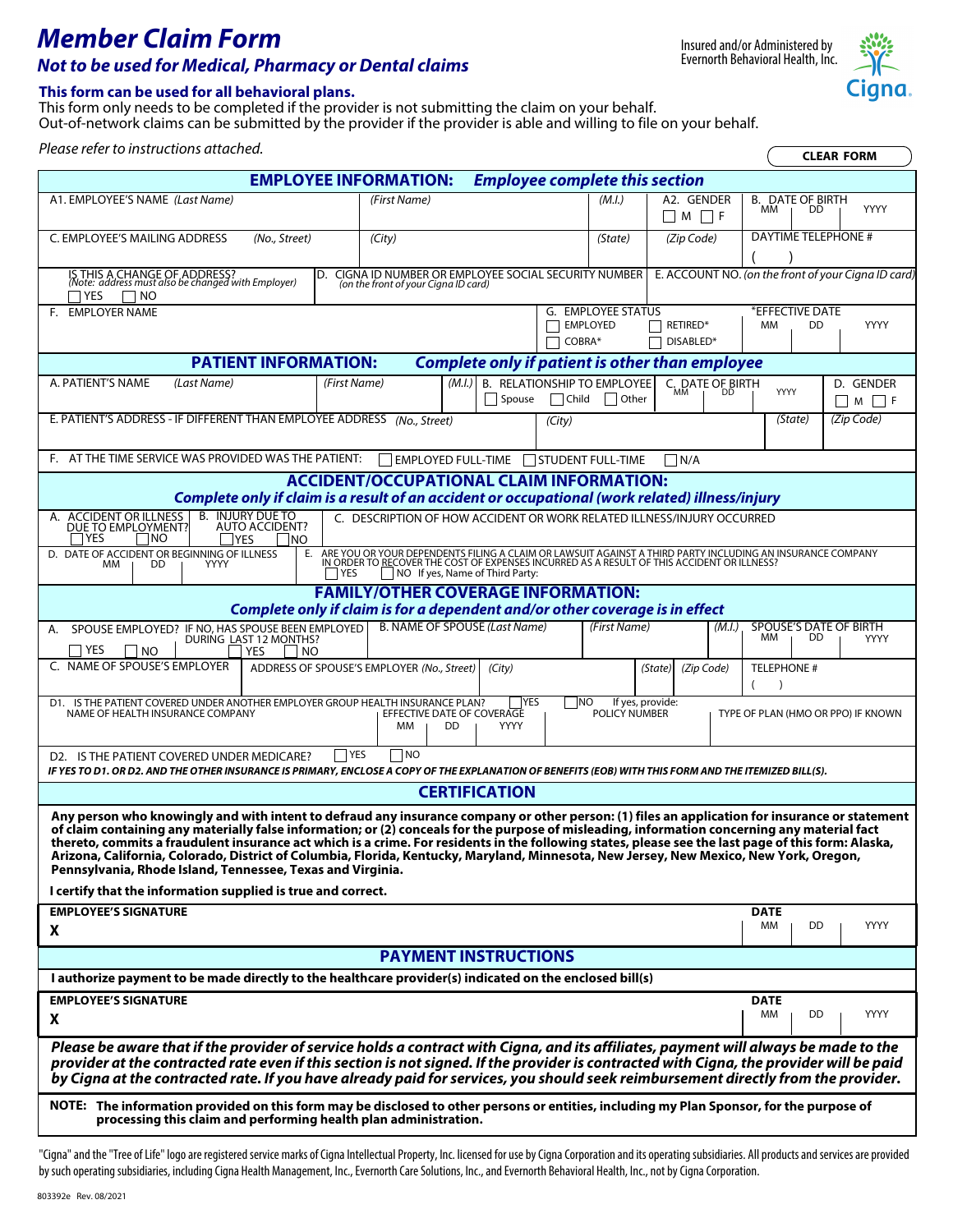# Member Claim Form

## *Not to be used for Medical, Pharmacy or Dental claims*

Insured and/or Administered by Evernorth Behavioral Health, Inc.

Cigna.

**This form can be used for all behavioral plans.**
This form only needs to be completed if the provider is not submitting the claim on your behalf.
Out-of-network claims can be submitted by the provider if the provider is able and willing to file on your behalf.

*Please refer to instructions attached.*

CLEAR FORM

### EMPLOYEE INFORMATION: *Employee complete this section*

| A1. EMPLOYEE'S NAME *(Last Name)* | *(First Name)* | *(M.I.)* | A2. GENDER ☐ M ☐ F | B. DATE OF BIRTH MM DD YYYY |
|---|---|---|---|---|
| C. EMPLOYEE'S MAILING ADDRESS *(No., Street)* | *(City)* | *(State)* | *(Zip Code)* | DAYTIME TELEPHONE # ( ) |
| IS THIS A CHANGE OF ADDRESS? *(Note: address must also be changed with Employer)* ☐ YES ☐ NO | D. CIGNA ID NUMBER OR EMPLOYEE SOCIAL SECURITY NUMBER *(on the front of your Cigna ID card)* | | E. ACCOUNT NO. *(on the front of your Cigna ID card)* | |
| F. EMPLOYER NAME | | G. EMPLOYEE STATUS ☐ EMPLOYED ☐ RETIRED* ☐ COBRA* ☐ DISABLED* | | *EFFECTIVE DATE MM DD YYYY |

### PATIENT INFORMATION: *Complete only if patient is other than employee*

| A. PATIENT'S NAME *(Last Name)* | *(First Name)* | *(M.I.)* | B. RELATIONSHIP TO EMPLOYEE ☐ Spouse ☐ Child ☐ Other | C. DATE OF BIRTH MM DD YYYY | D. GENDER ☐ M ☐ F |
|---|---|---|---|---|---|
| E. PATIENT'S ADDRESS - IF DIFFERENT THAN EMPLOYEE ADDRESS *(No., Street)* | | | *(City)* | *(State)* | *(Zip Code)* |
| F. AT THE TIME SERVICE WAS PROVIDED WAS THE PATIENT: ☐ EMPLOYED FULL-TIME ☐ STUDENT FULL-TIME ☐ N/A | | | | | |

### ACCIDENT/OCCUPATIONAL CLAIM INFORMATION:
***Complete only if claim is a result of an accident or occupational (work related) illness/injury***

| A. ACCIDENT OR ILLNESS DUE TO EMPLOYMENT? ☐ YES ☐ NO | B. INJURY DUE TO AUTO ACCIDENT? ☐ YES ☐ NO | C. DESCRIPTION OF HOW ACCIDENT OR WORK RELATED ILLNESS/INJURY OCCURRED |
|---|---|---|
| D. DATE OF ACCIDENT OR BEGINNING OF ILLNESS MM DD YYYY | | E. ARE YOU OR YOUR DEPENDENTS FILING A CLAIM OR LAWSUIT AGAINST A THIRD PARTY INCLUDING AN INSURANCE COMPANY IN ORDER TO RECOVER THE COST OF EXPENSES INCURRED AS A RESULT OF THIS ACCIDENT OR ILLNESS? ☐ YES ☐ NO If yes, Name of Third Party: |

### FAMILY/OTHER COVERAGE INFORMATION:
***Complete only if claim is for a dependent and/or other coverage is in effect***

| A. SPOUSE EMPLOYED? ☐ YES ☐ NO IF NO, HAS SPOUSE BEEN EMPLOYED DURING LAST 12 MONTHS? ☐ YES ☐ NO | B. NAME OF SPOUSE *(Last Name)* | *(First Name)* | *(M.I.)* | SPOUSE'S DATE OF BIRTH MM DD YYYY |
|---|---|---|---|---|
| C. NAME OF SPOUSE'S EMPLOYER | ADDRESS OF SPOUSE'S EMPLOYER *(No., Street)* *(City)* | *(State)* *(Zip Code)* | | TELEPHONE # ( ) |
| D1. IS THE PATIENT COVERED UNDER ANOTHER EMPLOYER GROUP HEALTH INSURANCE PLAN? ☐ YES ☐ NO If yes, provide: NAME OF HEALTH INSURANCE COMPANY | EFFECTIVE DATE OF COVERAGE MM DD YYYY | POLICY NUMBER | | TYPE OF PLAN (HMO OR PPO) IF KNOWN |
| D2. IS THE PATIENT COVERED UNDER MEDICARE? ☐ YES ☐ NO | | | | |

***IF YES TO D1. OR D2. AND THE OTHER INSURANCE IS PRIMARY, ENCLOSE A COPY OF THE EXPLANATION OF BENEFITS (EOB) WITH THIS FORM AND THE ITEMIZED BILL(S).***

### CERTIFICATION

**Any person who knowingly and with intent to defraud any insurance company or other person: (1) files an application for insurance or statement of claim containing any materially false information; or (2) conceals for the purpose of misleading, information concerning any material fact thereto, commits a fraudulent insurance act which is a crime. For residents in the following states, please see the last page of this form: Alaska, Arizona, California, Colorado, District of Columbia, Florida, Kentucky, Maryland, Minnesota, New Jersey, New Mexico, New York, Oregon, Pennsylvania, Rhode Island, Tennessee, Texas and Virginia.**

**I certify that the information supplied is true and correct.**

| EMPLOYEE'S SIGNATURE | DATE |
|---|---|
| X | MM DD YYYY |

### PAYMENT INSTRUCTIONS

**I authorize payment to be made directly to the healthcare provider(s) indicated on the enclosed bill(s)**

| EMPLOYEE'S SIGNATURE | DATE |
|---|---|
| X | MM DD YYYY |

***Please be aware that if the provider of service holds a contract with Cigna, and its affiliates, payment will always be made to the provider at the contracted rate even if this section is not signed. If the provider is contracted with Cigna, the provider will be paid by Cigna at the contracted rate. If you have already paid for services, you should seek reimbursement directly from the provider.***

**NOTE: The information provided on this form may be disclosed to other persons or entities, including my Plan Sponsor, for the purpose of processing this claim and performing health plan administration.**

"Cigna" and the "Tree of Life" logo are registered service marks of Cigna Intellectual Property, Inc. licensed for use by Cigna Corporation and its operating subsidiaries. All products and services are provided by such operating subsidiaries, including Cigna Health Management, Inc., Evernorth Care Solutions, Inc., and Evernorth Behavioral Health, Inc., not by Cigna Corporation.

803392e Rev. 08/2021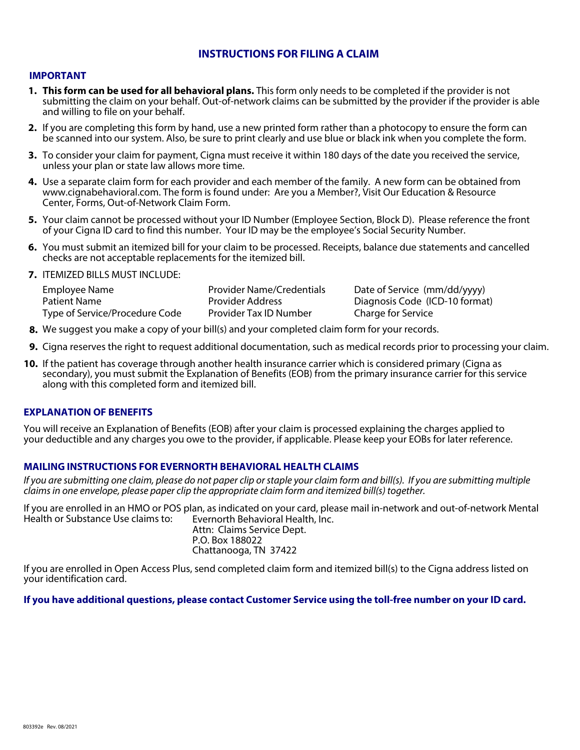## INSTRUCTIONS FOR FILING A CLAIM

### IMPORTANT

1. **This form can be used for all behavioral plans.** This form only needs to be completed if the provider is not submitting the claim on your behalf. Out-of-network claims can be submitted by the provider if the provider is able and willing to file on your behalf.
2. If you are completing this form by hand, use a new printed form rather than a photocopy to ensure the form can be scanned into our system. Also, be sure to print clearly and use blue or black ink when you complete the form.
3. To consider your claim for payment, Cigna must receive it within 180 days of the date you received the service, unless your plan or state law allows more time.
4. Use a separate claim form for each provider and each member of the family. A new form can be obtained from www.cignabehavioral.com. The form is found under: Are you a Member?, Visit Our Education & Resource Center, Forms, Out-of-Network Claim Form.
5. Your claim cannot be processed without your ID Number (Employee Section, Block D). Please reference the front of your Cigna ID card to find this number. Your ID may be the employee's Social Security Number.
6. You must submit an itemized bill for your claim to be processed. Receipts, balance due statements and cancelled checks are not acceptable replacements for the itemized bill.
7. ITEMIZED BILLS MUST INCLUDE:

| | | |
|---|---|---|
| Employee Name | Provider Name/Credentials | Date of Service (mm/dd/yyyy) |
| Patient Name | Provider Address | Diagnosis Code (ICD-10 format) |
| Type of Service/Procedure Code | Provider Tax ID Number | Charge for Service |

8. We suggest you make a copy of your bill(s) and your completed claim form for your records.
9. Cigna reserves the right to request additional documentation, such as medical records prior to processing your claim.
10. If the patient has coverage through another health insurance carrier which is considered primary (Cigna as secondary), you must submit the Explanation of Benefits (EOB) from the primary insurance carrier for this service along with this completed form and itemized bill.

### EXPLANATION OF BENEFITS

You will receive an Explanation of Benefits (EOB) after your claim is processed explaining the charges applied to your deductible and any charges you owe to the provider, if applicable. Please keep your EOBs for later reference.

### MAILING INSTRUCTIONS FOR EVERNORTH BEHAVIORAL HEALTH CLAIMS

*If you are submitting one claim, please do not paper clip or staple your claim form and bill(s). If you are submitting multiple claims in one envelope, please paper clip the appropriate claim form and itemized bill(s) together.*

If you are enrolled in an HMO or POS plan, as indicated on your card, please mail in-network and out-of-network Mental Health or Substance Use claims to:

Evernorth Behavioral Health, Inc.
Attn: Claims Service Dept.
P.O. Box 188022
Chattanooga, TN 37422

If you are enrolled in Open Access Plus, send completed claim form and itemized bill(s) to the Cigna address listed on your identification card.

**If you have additional questions, please contact Customer Service using the toll-free number on your ID card.**

803392e Rev. 08/2021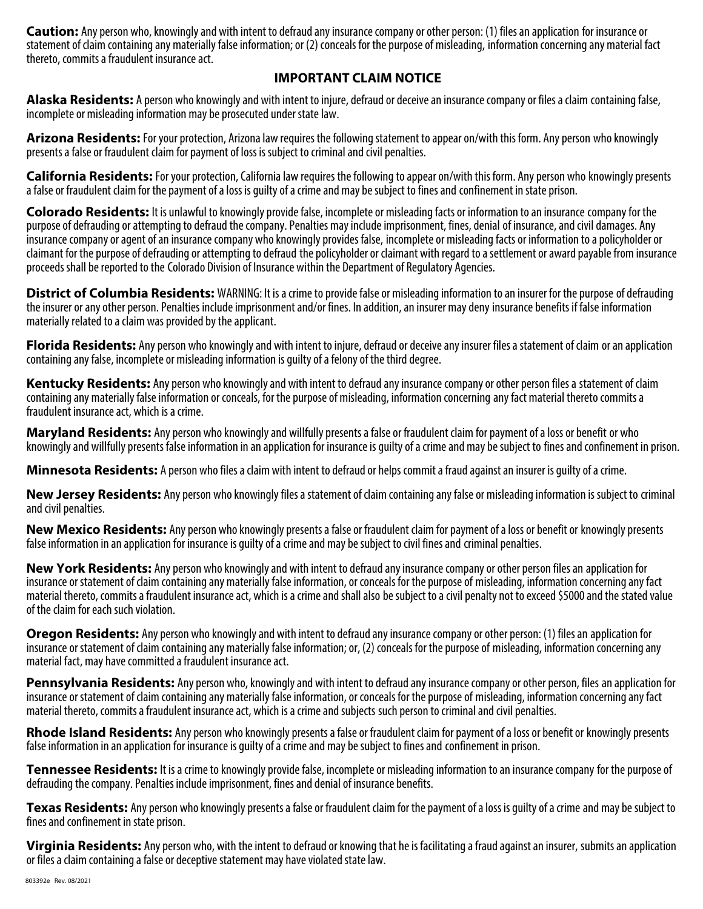**Caution:** Any person who, knowingly and with intent to defraud any insurance company or other person: (1) files an application for insurance or statement of claim containing any materially false information; or (2) conceals for the purpose of misleading, information concerning any material fact thereto, commits a fraudulent insurance act.

## IMPORTANT CLAIM NOTICE

**Alaska Residents:** A person who knowingly and with intent to injure, defraud or deceive an insurance company or files a claim containing false, incomplete or misleading information may be prosecuted under state law.

**Arizona Residents:** For your protection, Arizona law requires the following statement to appear on/with this form. Any person who knowingly presents a false or fraudulent claim for payment of loss is subject to criminal and civil penalties.

**California Residents:** For your protection, California law requires the following to appear on/with this form. Any person who knowingly presents a false or fraudulent claim for the payment of a loss is guilty of a crime and may be subject to fines and confinement in state prison.

**Colorado Residents:** It is unlawful to knowingly provide false, incomplete or misleading facts or information to an insurance company for the purpose of defrauding or attempting to defraud the company. Penalties may include imprisonment, fines, denial of insurance, and civil damages. Any insurance company or agent of an insurance company who knowingly provides false, incomplete or misleading facts or information to a policyholder or claimant for the purpose of defrauding or attempting to defraud the policyholder or claimant with regard to a settlement or award payable from insurance proceeds shall be reported to the Colorado Division of Insurance within the Department of Regulatory Agencies.

**District of Columbia Residents:** WARNING: It is a crime to provide false or misleading information to an insurer for the purpose of defrauding the insurer or any other person. Penalties include imprisonment and/or fines. In addition, an insurer may deny insurance benefits if false information materially related to a claim was provided by the applicant.

**Florida Residents:** Any person who knowingly and with intent to injure, defraud or deceive any insurer files a statement of claim or an application containing any false, incomplete or misleading information is guilty of a felony of the third degree.

**Kentucky Residents:** Any person who knowingly and with intent to defraud any insurance company or other person files a statement of claim containing any materially false information or conceals, for the purpose of misleading, information concerning any fact material thereto commits a fraudulent insurance act, which is a crime.

**Maryland Residents:** Any person who knowingly and willfully presents a false or fraudulent claim for payment of a loss or benefit or who knowingly and willfully presents false information in an application for insurance is guilty of a crime and may be subject to fines and confinement in prison.

**Minnesota Residents:** A person who files a claim with intent to defraud or helps commit a fraud against an insurer is guilty of a crime.

**New Jersey Residents:** Any person who knowingly files a statement of claim containing any false or misleading information is subject to criminal and civil penalties.

**New Mexico Residents:** Any person who knowingly presents a false or fraudulent claim for payment of a loss or benefit or knowingly presents false information in an application for insurance is guilty of a crime and may be subject to civil fines and criminal penalties.

**New York Residents:** Any person who knowingly and with intent to defraud any insurance company or other person files an application for insurance or statement of claim containing any materially false information, or conceals for the purpose of misleading, information concerning any fact material thereto, commits a fraudulent insurance act, which is a crime and shall also be subject to a civil penalty not to exceed $5000 and the stated value of the claim for each such violation.

**Oregon Residents:** Any person who knowingly and with intent to defraud any insurance company or other person: (1) files an application for insurance or statement of claim containing any materially false information; or, (2) conceals for the purpose of misleading, information concerning any material fact, may have committed a fraudulent insurance act.

**Pennsylvania Residents:** Any person who, knowingly and with intent to defraud any insurance company or other person, files an application for insurance or statement of claim containing any materially false information, or conceals for the purpose of misleading, information concerning any fact material thereto, commits a fraudulent insurance act, which is a crime and subjects such person to criminal and civil penalties.

**Rhode Island Residents:** Any person who knowingly presents a false or fraudulent claim for payment of a loss or benefit or knowingly presents false information in an application for insurance is guilty of a crime and may be subject to fines and confinement in prison.

**Tennessee Residents:** It is a crime to knowingly provide false, incomplete or misleading information to an insurance company for the purpose of defrauding the company. Penalties include imprisonment, fines and denial of insurance benefits.

**Texas Residents:** Any person who knowingly presents a false or fraudulent claim for the payment of a loss is guilty of a crime and may be subject to fines and confinement in state prison.

**Virginia Residents:** Any person who, with the intent to defraud or knowing that he is facilitating a fraud against an insurer, submits an application or files a claim containing a false or deceptive statement may have violated state law.

803392e Rev. 08/2021